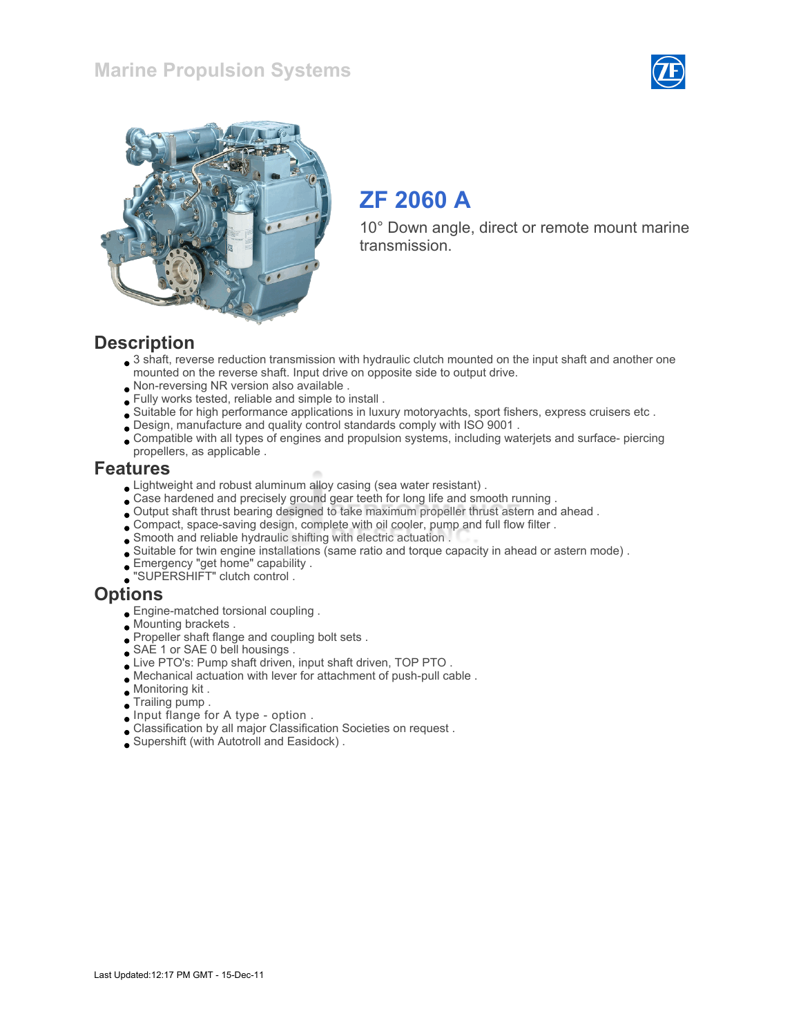Marine Propulsion Systems

# ZF 2060 A

10° Down angle, direct or remote mount marine transmission.

## Description

- 3 shaft, reverse reduction transmission with hydraulic clutch mounted on the input shaft and another one mounted on the reverse shaft. Input drive on opposite side to output drive.
- Non-reversing NR version also available .
- Fully works tested, reliable and simple to install .
- Suitable for high performance applications in luxury motoryachts, sport fishers, express cruisers etc .
- Design, manufacture and quality control standards comply with ISO 9001 .
- Compatible with all types of engines and propulsion systems, including waterjets and surface- piercing propellers, as applicable .

## Features

- Lightweight and robust aluminum alloy casing (sea water resistant) .
- Case hardened and precisely ground gear teeth for long life and smooth running .
- Output shaft thrust bearing designed to take maximum propeller thrust astern and ahead .
- Compact, space-saving design, complete with oil cooler, pump and full flow filter .
- Smooth and reliable hydraulic shifting with electric actuation .
- Suitable for twin engine installations (same ratio and torque capacity in ahead or astern mode) .
- Emergency "get home" capability .
- "SUPERSHIFT" clutch control .

## Options

- Engine-matched torsional coupling .
- Mounting brackets .
- Propeller shaft flange and coupling bolt sets .
- SAE 1 or SAE 0 bell housings .
- Live PTO's: Pump shaft driven, input shaft driven, TOP PTO .
- Mechanical actuation with lever for attachment of push-pull cable .
- Monitoring kit .
- Trailing pump .
- Input flange for A type - option .
- Classification by all major Classification Societies on request .
- Supershift (with Autotroll and Easidock) .

Last Updated:12:17 PM GMT - 15-Dec-11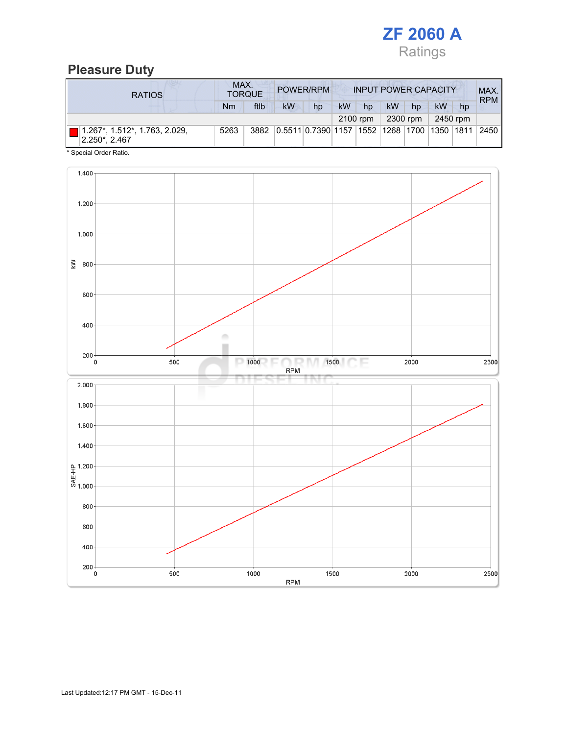# ZF 2060 A

Ratings

## Pleasure Duty

| RATIOS | MAX. TORQUE | | POWER/RPM | | INPUT POWER CAPACITY | | | | | | MAX. RPM |
|---|---|---|---|---|---|---|---|---|---|---|---|
| | Nm | ftlb | kW | hp | kW | hp | kW | hp | kW | hp | |
| | | | | | 2100 rpm | | 2300 rpm | | 2450 rpm | | |
| 1.267*, 1.512*, 1.763, 2.029, 2.250*, 2.467 | 5263 | 3882 | 0.5511 | 0.7390 | 1157 | 1552 | 1268 | 1700 | 1350 | 1811 | 2450 |

* Special Order Ratio.

Last Updated:12:17 PM GMT - 15-Dec-11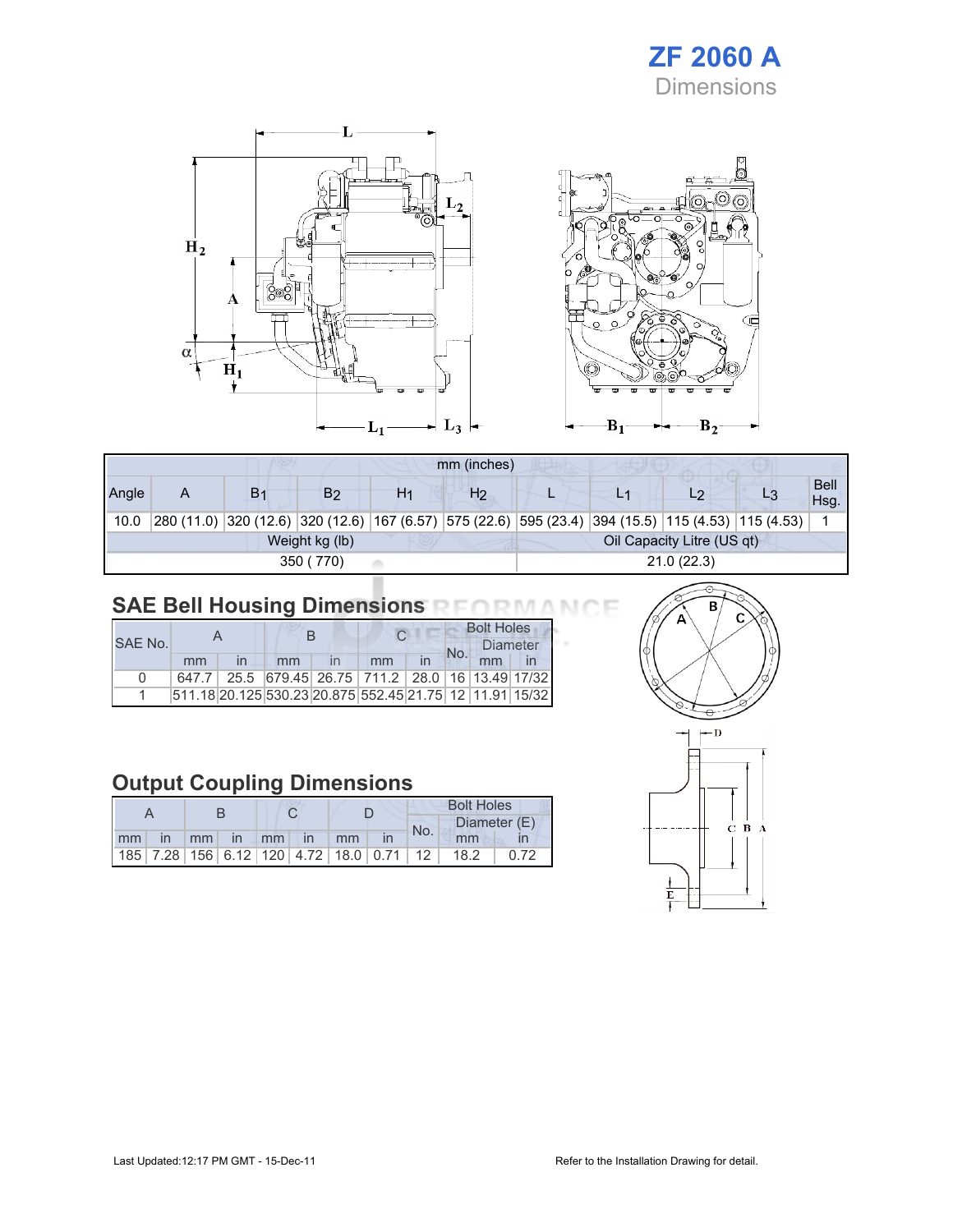# ZF 2060 A
Dimensions

| mm (inches) | | | | | | | | | | |
|---|---|---|---|---|---|---|---|---|---|---|
| Angle | A | $B_1$ | $B_2$ | $H_1$ | $H_2$ | L | $L_1$ | $L_2$ | $L_3$ | Bell Hsg. |
| 10.0 | 280 (11.0) | 320 (12.6) | 320 (12.6) | 167 (6.57) | 575 (22.6) | 595 (23.4) | 394 (15.5) | 115 (4.53) | 115 (4.53) | 1 |
| Weight kg (lb) | | | | | Oil Capacity Litre (US qt) | | | | | |
| 350 ( 770) | | | | | 21.0 (22.3) | | | | | |

## SAE Bell Housing Dimensions

| SAE No. | A | | B | | C | | Bolt Holes | | |
|---|---|---|---|---|---|---|---|---|---|
| | | | | | | | No. | Diameter | |
| | mm | in | mm | in | mm | in | | mm | in |
| 0 | 647.7 | 25.5 | 679.45 | 26.75 | 711.2 | 28.0 | 16 | 13.49 | 17/32 |
| 1 | 511.18 | 20.125 | 530.23 | 20.875 | 552.45 | 21.75 | 12 | 11.91 | 15/32 |

## Output Coupling Dimensions

| A | | B | | C | | D | | Bolt Holes | | |
|---|---|---|---|---|---|---|---|---|---|---|
| | | | | | | | | No. | Diameter (E) | |
| mm | in | mm | in | mm | in | mm | in | | mm | in |
| 185 | 7.28 | 156 | 6.12 | 120 | 4.72 | 18.0 | 0.71 | 12 | 18.2 | 0.72 |

Last Updated:12:17 PM GMT - 15-Dec-11

Refer to the Installation Drawing for detail.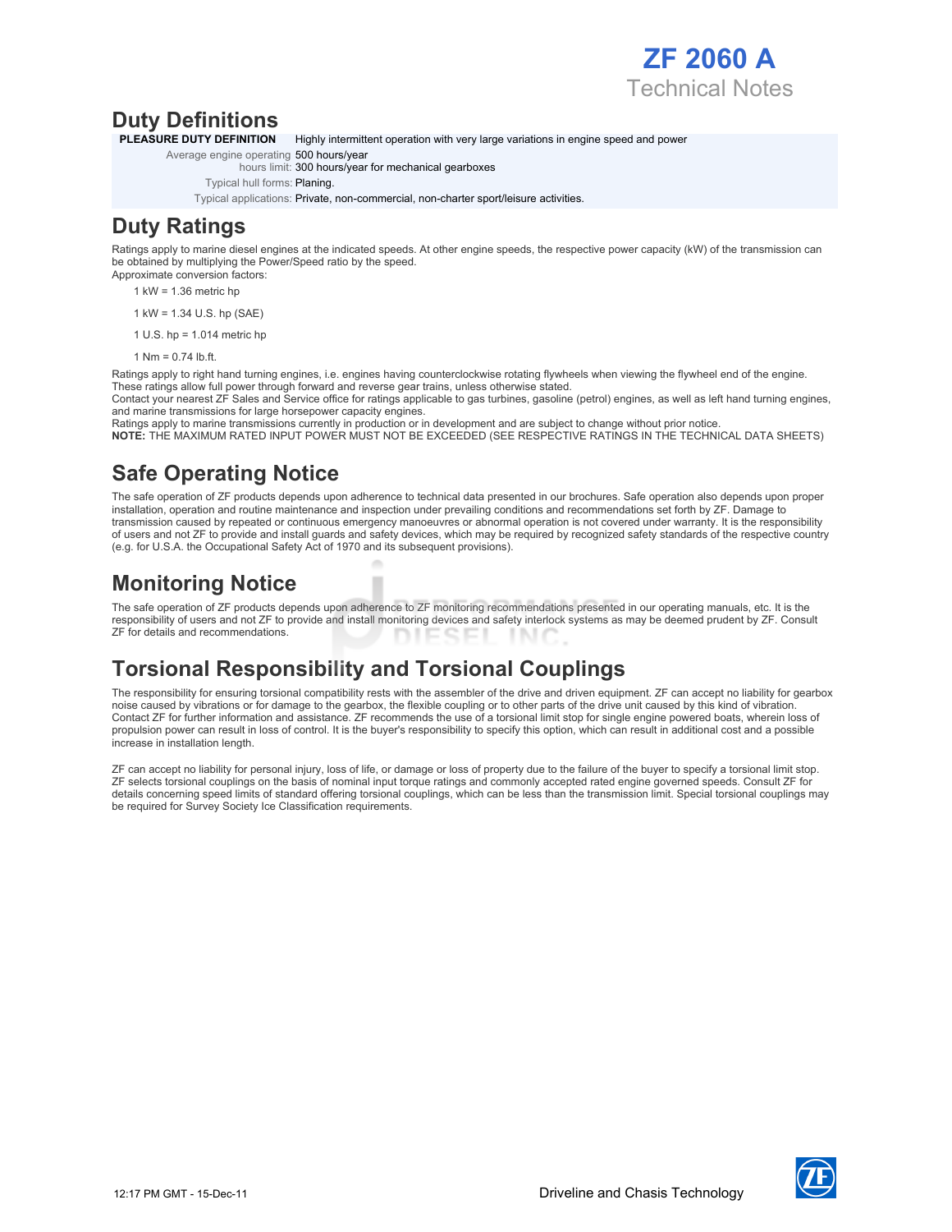# ZF 2060 A

Technical Notes

## Duty Definitions

| | |
|---|---|
| **PLEASURE DUTY DEFINITION** | Highly intermittent operation with very large variations in engine speed and power |
| Average engine operating hours limit: | 500 hours/year<br>300 hours/year for mechanical gearboxes |
| Typical hull forms: | Planing. |
| Typical applications: | Private, non-commercial, non-charter sport/leisure activities. |

## Duty Ratings

Ratings apply to marine diesel engines at the indicated speeds. At other engine speeds, the respective power capacity (kW) of the transmission can be obtained by multiplying the Power/Speed ratio by the speed.
Approximate conversion factors:

1 kW = 1.36 metric hp

1 kW = 1.34 U.S. hp (SAE)

1 U.S. hp = 1.014 metric hp

1 Nm = 0.74 lb.ft.

Ratings apply to right hand turning engines, i.e. engines having counterclockwise rotating flywheels when viewing the flywheel end of the engine. These ratings allow full power through forward and reverse gear trains, unless otherwise stated.
Contact your nearest ZF Sales and Service office for ratings applicable to gas turbines, gasoline (petrol) engines, as well as left hand turning engines, and marine transmissions for large horsepower capacity engines.
Ratings apply to marine transmissions currently in production or in development and are subject to change without prior notice.
**NOTE:** THE MAXIMUM RATED INPUT POWER MUST NOT BE EXCEEDED (SEE RESPECTIVE RATINGS IN THE TECHNICAL DATA SHEETS)

## Safe Operating Notice

The safe operation of ZF products depends upon adherence to technical data presented in our brochures. Safe operation also depends upon proper installation, operation and routine maintenance and inspection under prevailing conditions and recommendations set forth by ZF. Damage to transmission caused by repeated or continuous emergency manoeuvres or abnormal operation is not covered under warranty. It is the responsibility of users and not ZF to provide and install guards and safety devices, which may be required by recognized safety standards of the respective country (e.g. for U.S.A. the Occupational Safety Act of 1970 and its subsequent provisions).

## Monitoring Notice

The safe operation of ZF products depends upon adherence to ZF monitoring recommendations presented in our operating manuals, etc. It is the responsibility of users and not ZF to provide and install monitoring devices and safety interlock systems as may be deemed prudent by ZF. Consult ZF for details and recommendations.

## Torsional Responsibility and Torsional Couplings

The responsibility for ensuring torsional compatibility rests with the assembler of the drive and driven equipment. ZF can accept no liability for gearbox noise caused by vibrations or for damage to the gearbox, the flexible coupling or to other parts of the drive unit caused by this kind of vibration. Contact ZF for further information and assistance. ZF recommends the use of a torsional limit stop for single engine powered boats, wherein loss of propulsion power can result in loss of control. It is the buyer's responsibility to specify this option, which can result in additional cost and a possible increase in installation length.

ZF can accept no liability for personal injury, loss of life, or damage or loss of property due to the failure of the buyer to specify a torsional limit stop. ZF selects torsional couplings on the basis of nominal input torque ratings and commonly accepted rated engine governed speeds. Consult ZF for details concerning speed limits of standard offering torsional couplings, which can be less than the transmission limit. Special torsional couplings may be required for Survey Society Ice Classification requirements.